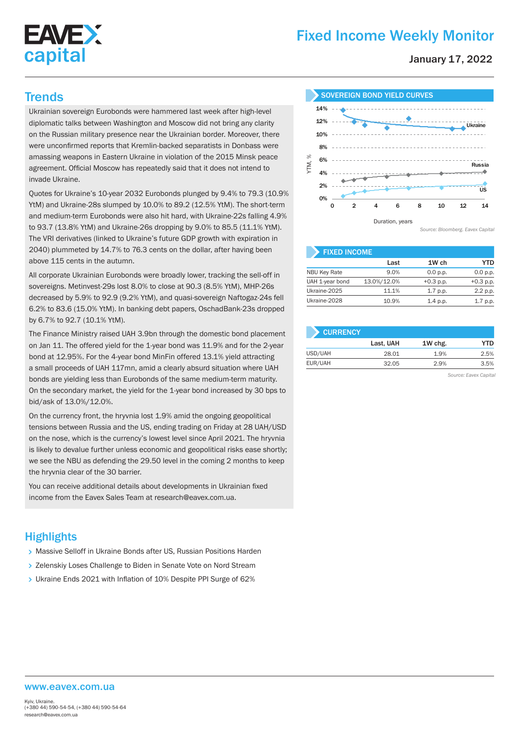# Fixed Income Weekly Monitor

January 17, 2022

## Trends

Ukrainian sovereign Eurobonds were hammered last week after high-level diplomatic talks between Washington and Moscow did not bring any clarity on the Russian military presence near the Ukrainian border. Moreover, there were unconfirmed reports that Kremlin-backed separatists in Donbass were amassing weapons in Eastern Ukraine in violation of the 2015 Minsk peace agreement. Official Moscow has repeatedly said that it does not intend to invade Ukraine.

Quotes for Ukraine's 10-year 2032 Eurobonds plunged by 9.4% to 79.3 (10.9% YtM) and Ukraine-28s slumped by 10.0% to 89.2 (12.5% YtM). The short-term and medium-term Eurobonds were also hit hard, with Ukraine-22s falling 4.9% to 93.7 (13.8% YtM) and Ukraine-26s dropping by 9.0% to 85.5 (11.1% YtM). The VRI derivatives (linked to Ukraine's future GDP growth with expiration in 2040) plummeted by 14.7% to 76.3 cents on the dollar, after having been above 115 cents in the autumn.

All corporate Ukrainian Eurobonds were broadly lower, tracking the sell-off in sovereigns. Metinvest-29s lost 8.0% to close at 90.3 (8.5% YtM), MHP-26s decreased by 5.9% to 92.9 (9.2% YtM), and quasi-sovereign Naftogaz-24s fell 6.2% to 83.6 (15.0% YtM). In banking debt papers, OschadBank-23s dropped by 6.7% to 92.7 (10.1% YtM).

The Finance Ministry raised UAH 3.9bn through the domestic bond placement on Jan 11. The offered yield for the 1-year bond was 11.9% and for the 2-year bond at 12.95%. For the 4-year bond MinFin offered 13.1% yield attracting a small proceeds of UAH 117mn, amid a clearly absurd situation where UAH bonds are yielding less than Eurobonds of the same medium-term maturity. On the secondary market, the yield for the 1-year bond increased by 30 bps to bid/ask of 13.0%/12.0%.

On the currency front, the hryvnia lost 1.9% amid the ongoing geopolitical tensions between Russia and the US, ending trading on Friday at 28 UAH/USD on the nose, which is the currency's lowest level since April 2021. The hryvnia is likely to devalue further unless economic and geopolitical risks ease shortly; we see the NBU as defending the 29.50 level in the coming 2 months to keep the hryvnia clear of the 30 barrier.

You can receive additional details about developments in Ukrainian fixed income from the Eavex Sales Team at research@eavex.com.ua.

### SOVEREIGN BOND YIELD CURVES

*Source: Bloomberg, Eavex Capital*

### FIXED INCOME

| | Last | 1W ch | YTD |
|---|---|---|---|
| NBU Key Rate | 9.0% | 0.0 p.p. | 0.0 p.p. |
| UAH 1-year bond | 13.0%/12.0% | +0.3 p.p. | +0.3 p.p. |
| Ukraine-2025 | 11.1% | 1.7 p.p. | 2.2 p.p. |
| Ukraine-2028 | 10.9% | 1.4 p.p. | 1.7 p.p. |

### CURRENCY

| | Last, UAH | 1W chg. | YTD |
|---|---|---|---|
| USD/UAH | 28.01 | 1.9% | 2.5% |
| EUR/UAH | 32.05 | 2.9% | 3.5% |

*Source: Eavex Capital*

## Highlights

- Massive Selloff in Ukraine Bonds after US, Russian Positions Harden
- Zelenskiy Loses Challenge to Biden in Senate Vote on Nord Stream
- Ukraine Ends 2021 with Inflation of 10% Despite PPI Surge of 62%

www.eavex.com.ua

Kyiv, Ukraine.
(+380 44) 590-54-54, (+380 44) 590-54-64
research@eavex.com.ua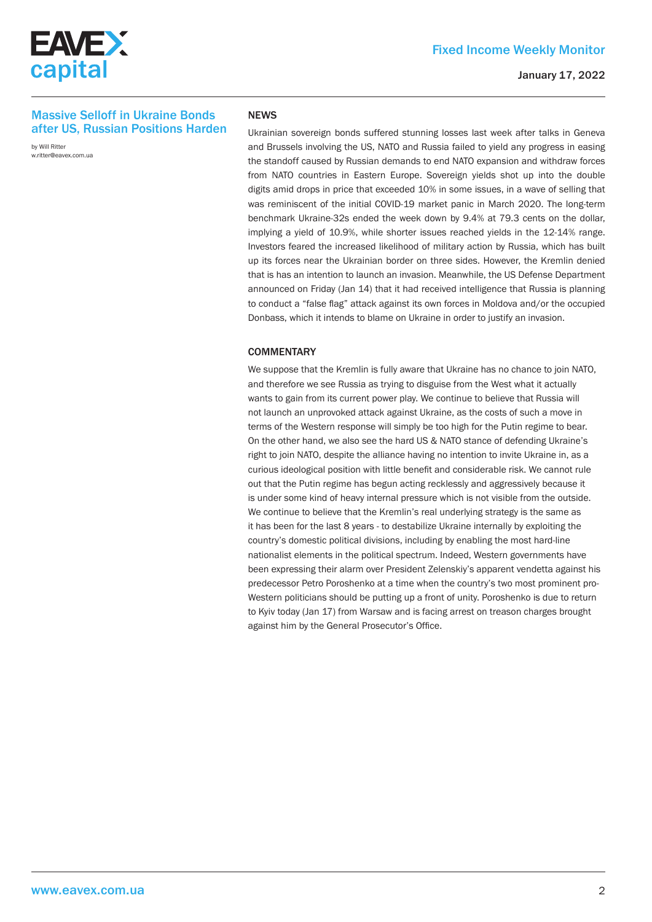## Massive Selloff in Ukraine Bonds after US, Russian Positions Harden

by Will Ritter
w.ritter@eavex.com.ua

### NEWS

Ukrainian sovereign bonds suffered stunning losses last week after talks in Geneva and Brussels involving the US, NATO and Russia failed to yield any progress in easing the standoff caused by Russian demands to end NATO expansion and withdraw forces from NATO countries in Eastern Europe. Sovereign yields shot up into the double digits amid drops in price that exceeded 10% in some issues, in a wave of selling that was reminiscent of the initial COVID-19 market panic in March 2020. The long-term benchmark Ukraine-32s ended the week down by 9.4% at 79.3 cents on the dollar, implying a yield of 10.9%, while shorter issues reached yields in the 12-14% range. Investors feared the increased likelihood of military action by Russia, which has built up its forces near the Ukrainian border on three sides. However, the Kremlin denied that is has an intention to launch an invasion. Meanwhile, the US Defense Department announced on Friday (Jan 14) that it had received intelligence that Russia is planning to conduct a "false flag" attack against its own forces in Moldova and/or the occupied Donbass, which it intends to blame on Ukraine in order to justify an invasion.

### COMMENTARY

We suppose that the Kremlin is fully aware that Ukraine has no chance to join NATO, and therefore we see Russia as trying to disguise from the West what it actually wants to gain from its current power play. We continue to believe that Russia will not launch an unprovoked attack against Ukraine, as the costs of such a move in terms of the Western response will simply be too high for the Putin regime to bear. On the other hand, we also see the hard US & NATO stance of defending Ukraine's right to join NATO, despite the alliance having no intention to invite Ukraine in, as a curious ideological position with little benefit and considerable risk. We cannot rule out that the Putin regime has begun acting recklessly and aggressively because it is under some kind of heavy internal pressure which is not visible from the outside. We continue to believe that the Kremlin's real underlying strategy is the same as it has been for the last 8 years - to destabilize Ukraine internally by exploiting the country's domestic political divisions, including by enabling the most hard-line nationalist elements in the political spectrum. Indeed, Western governments have been expressing their alarm over President Zelenskiy's apparent vendetta against his predecessor Petro Poroshenko at a time when the country's two most prominent pro-Western politicians should be putting up a front of unity. Poroshenko is due to return to Kyiv today (Jan 17) from Warsaw and is facing arrest on treason charges brought against him by the General Prosecutor's Office.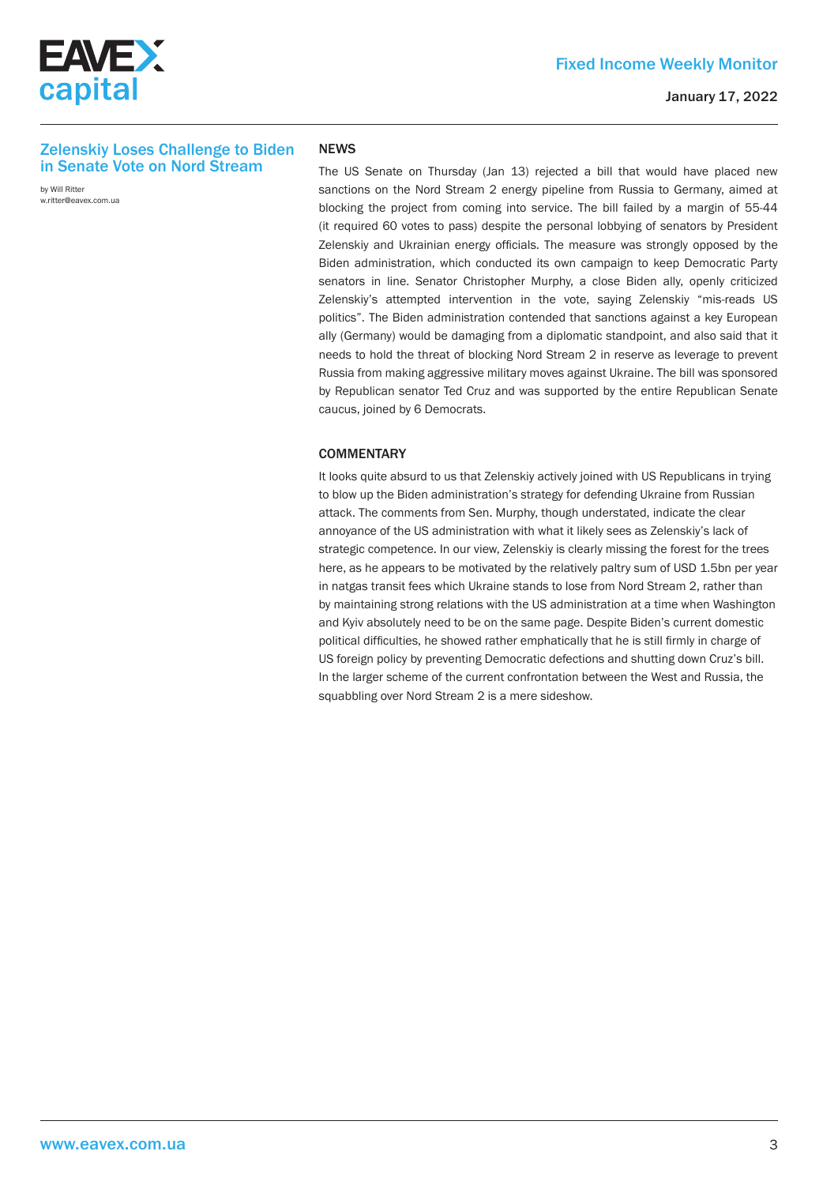## Zelenskiy Loses Challenge to Biden in Senate Vote on Nord Stream

by Will Ritter
w.ritter@eavex.com.ua

### NEWS

The US Senate on Thursday (Jan 13) rejected a bill that would have placed new sanctions on the Nord Stream 2 energy pipeline from Russia to Germany, aimed at blocking the project from coming into service. The bill failed by a margin of 55-44 (it required 60 votes to pass) despite the personal lobbying of senators by President Zelenskiy and Ukrainian energy officials. The measure was strongly opposed by the Biden administration, which conducted its own campaign to keep Democratic Party senators in line. Senator Christopher Murphy, a close Biden ally, openly criticized Zelenskiy's attempted intervention in the vote, saying Zelenskiy "mis-reads US politics". The Biden administration contended that sanctions against a key European ally (Germany) would be damaging from a diplomatic standpoint, and also said that it needs to hold the threat of blocking Nord Stream 2 in reserve as leverage to prevent Russia from making aggressive military moves against Ukraine. The bill was sponsored by Republican senator Ted Cruz and was supported by the entire Republican Senate caucus, joined by 6 Democrats.

### COMMENTARY

It looks quite absurd to us that Zelenskiy actively joined with US Republicans in trying to blow up the Biden administration's strategy for defending Ukraine from Russian attack. The comments from Sen. Murphy, though understated, indicate the clear annoyance of the US administration with what it likely sees as Zelenskiy's lack of strategic competence. In our view, Zelenskiy is clearly missing the forest for the trees here, as he appears to be motivated by the relatively paltry sum of USD 1.5bn per year in natgas transit fees which Ukraine stands to lose from Nord Stream 2, rather than by maintaining strong relations with the US administration at a time when Washington and Kyiv absolutely need to be on the same page. Despite Biden's current domestic political difficulties, he showed rather emphatically that he is still firmly in charge of US foreign policy by preventing Democratic defections and shutting down Cruz's bill. In the larger scheme of the current confrontation between the West and Russia, the squabbling over Nord Stream 2 is a mere sideshow.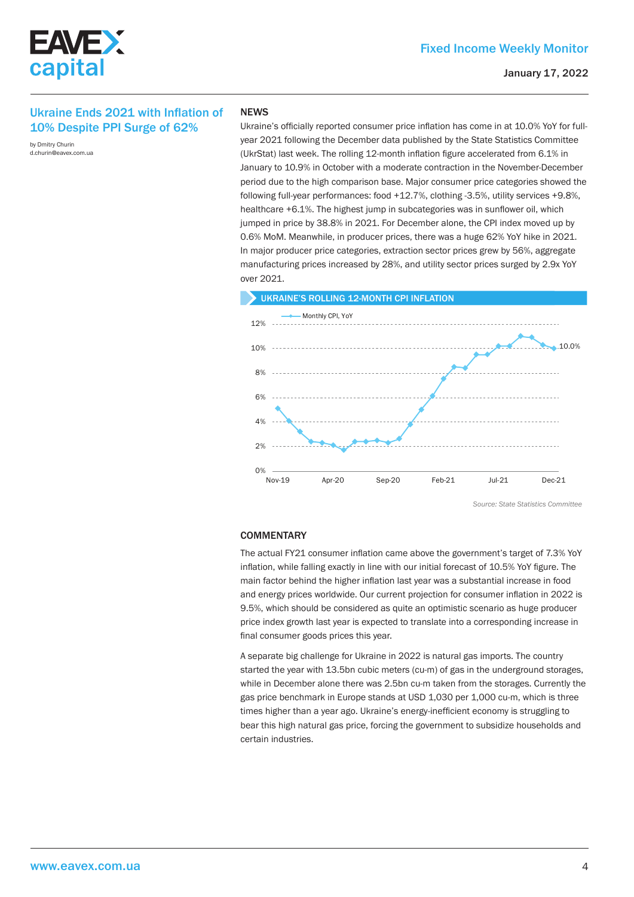## Ukraine Ends 2021 with Inflation of 10% Despite PPI Surge of 62%

by Dmitry Churin
d.churin@eavex.com.ua

### NEWS

Ukraine's officially reported consumer price inflation has come in at 10.0% YoY for full-year 2021 following the December data published by the State Statistics Committee (UkrStat) last week. The rolling 12-month inflation figure accelerated from 6.1% in January to 10.9% in October with a moderate contraction in the November-December period due to the high comparison base. Major consumer price categories showed the following full-year performances: food +12.7%, clothing -3.5%, utility services +9.8%, healthcare +6.1%. The highest jump in subcategories was in sunflower oil, which jumped in price by 38.8% in 2021. For December alone, the CPI index moved up by 0.6% MoM. Meanwhile, in producer prices, there was a huge 62% YoY hike in 2021. In major producer price categories, extraction sector prices grew by 56%, aggregate manufacturing prices increased by 28%, and utility sector prices surged by 2.9x YoY over 2021.

**UKRAINE'S ROLLING 12-MONTH CPI INFLATION**

Source: State Statistics Committee

### COMMENTARY

The actual FY21 consumer inflation came above the government's target of 7.3% YoY inflation, while falling exactly in line with our initial forecast of 10.5% YoY figure. The main factor behind the higher inflation last year was a substantial increase in food and energy prices worldwide. Our current projection for consumer inflation in 2022 is 9.5%, which should be considered as quite an optimistic scenario as huge producer price index growth last year is expected to translate into a corresponding increase in final consumer goods prices this year.

A separate big challenge for Ukraine in 2022 is natural gas imports. The country started the year with 13.5bn cubic meters (cu-m) of gas in the underground storages, while in December alone there was 2.5bn cu-m taken from the storages. Currently the gas price benchmark in Europe stands at USD 1,030 per 1,000 cu-m, which is three times higher than a year ago. Ukraine's energy-inefficient economy is struggling to bear this high natural gas price, forcing the government to subsidize households and certain industries.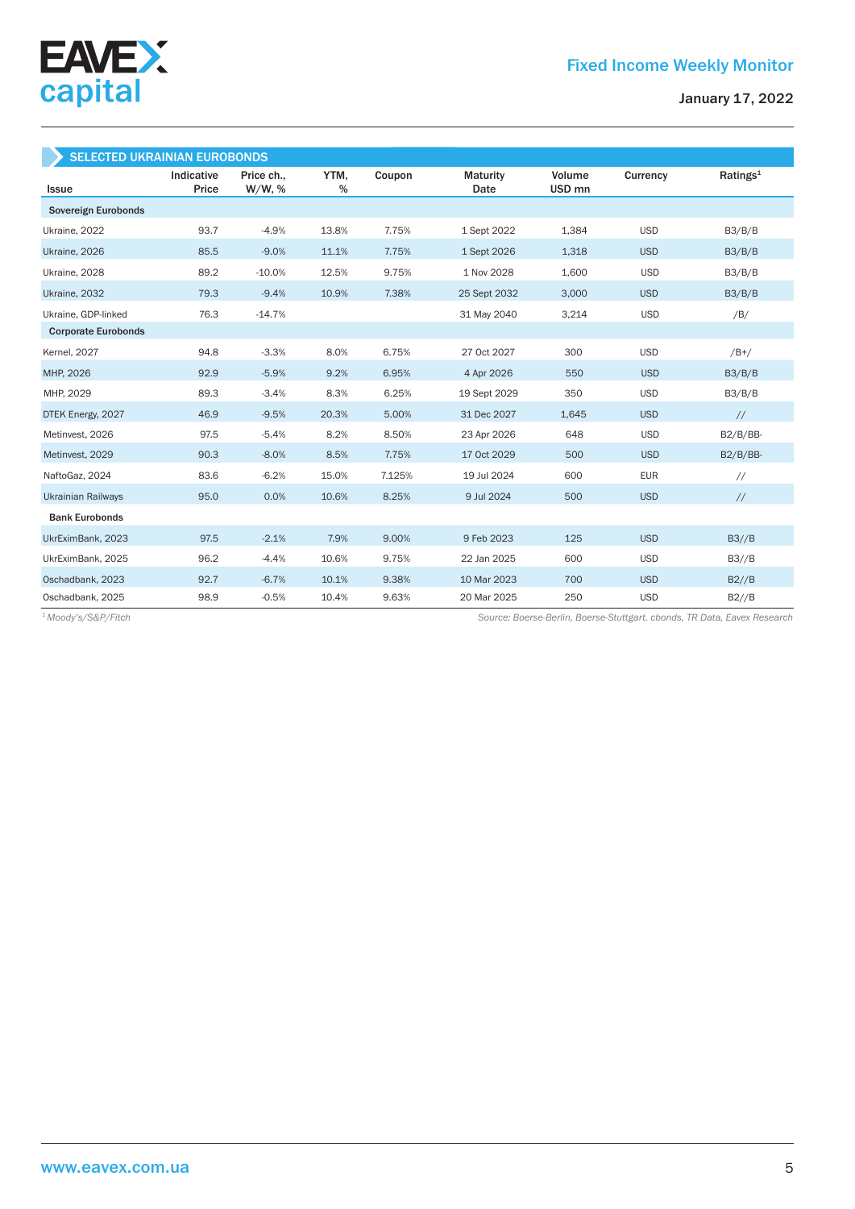## SELECTED UKRAINIAN EUROBONDS

| Issue | Indicative Price | Price ch., W/W, % | YTM, % | Coupon | Maturity Date | Volume USD mn | Currency | Ratings[1] |
|---|---|---|---|---|---|---|---|---|
| **Sovereign Eurobonds** | | | | | | | | |
| Ukraine, 2022 | 93.7 | -4.9% | 13.8% | 7.75% | 1 Sept 2022 | 1,384 | USD | B3/B/B |
| Ukraine, 2026 | 85.5 | -9.0% | 11.1% | 7.75% | 1 Sept 2026 | 1,318 | USD | B3/B/B |
| Ukraine, 2028 | 89.2 | -10.0% | 12.5% | 9.75% | 1 Nov 2028 | 1,600 | USD | B3/B/B |
| Ukraine, 2032 | 79.3 | -9.4% | 10.9% | 7.38% | 25 Sept 2032 | 3,000 | USD | B3/B/B |
| Ukraine, GDP-linked | 76.3 | -14.7% | | | 31 May 2040 | 3,214 | USD | /B/ |
| **Corporate Eurobonds** | | | | | | | | |
| Kernel, 2027 | 94.8 | -3.3% | 8.0% | 6.75% | 27 Oct 2027 | 300 | USD | /B+/ |
| MHP, 2026 | 92.9 | -5.9% | 9.2% | 6.95% | 4 Apr 2026 | 550 | USD | B3/B/B |
| MHP, 2029 | 89.3 | -3.4% | 8.3% | 6.25% | 19 Sept 2029 | 350 | USD | B3/B/B |
| DTEK Energy, 2027 | 46.9 | -9.5% | 20.3% | 5.00% | 31 Dec 2027 | 1,645 | USD | // |
| Metinvest, 2026 | 97.5 | -5.4% | 8.2% | 8.50% | 23 Apr 2026 | 648 | USD | B2/B/BB- |
| Metinvest, 2029 | 90.3 | -8.0% | 8.5% | 7.75% | 17 Oct 2029 | 500 | USD | B2/B/BB- |
| NaftoGaz, 2024 | 83.6 | -6.2% | 15.0% | 7.125% | 19 Jul 2024 | 600 | EUR | // |
| Ukrainian Railways | 95.0 | 0.0% | 10.6% | 8.25% | 9 Jul 2024 | 500 | USD | // |
| **Bank Eurobonds** | | | | | | | | |
| UkrEximBank, 2023 | 97.5 | -2.1% | 7.9% | 9.00% | 9 Feb 2023 | 125 | USD | B3//B |
| UkrEximBank, 2025 | 96.2 | -4.4% | 10.6% | 9.75% | 22 Jan 2025 | 600 | USD | B3//B |
| Oschadbank, 2023 | 92.7 | -6.7% | 10.1% | 9.38% | 10 Mar 2023 | 700 | USD | B2//B |
| Oschadbank, 2025 | 98.9 | -0.5% | 10.4% | 9.63% | 20 Mar 2025 | 250 | USD | B2//B |

*[1] Moody's/S&P/Fitch*

*Source: Boerse-Berlin, Boerse-Stuttgart. cbonds, TR Data, Eavex Research*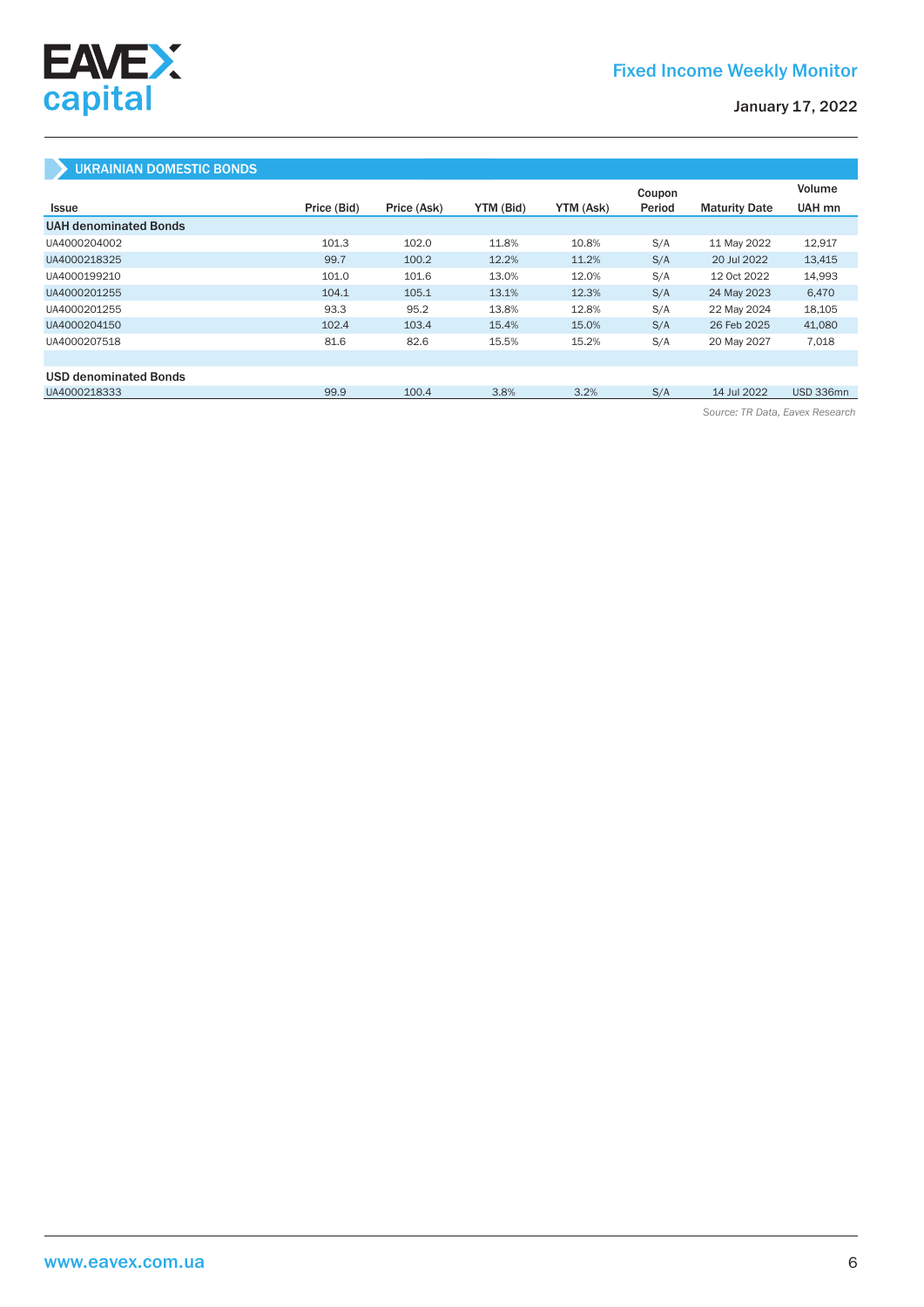## UKRAINIAN DOMESTIC BONDS

| Issue | Price (Bid) | Price (Ask) | YTM (Bid) | YTM (Ask) | Coupon Period | Maturity Date | Volume UAH mn |
|---|---|---|---|---|---|---|---|
| **UAH denominated Bonds** | | | | | | | |
| UA4000204002 | 101.3 | 102.0 | 11.8% | 10.8% | S/A | 11 May 2022 | 12,917 |
| UA4000218325 | 99.7 | 100.2 | 12.2% | 11.2% | S/A | 20 Jul 2022 | 13,415 |
| UA4000199210 | 101.0 | 101.6 | 13.0% | 12.0% | S/A | 12 Oct 2022 | 14,993 |
| UA4000201255 | 104.1 | 105.1 | 13.1% | 12.3% | S/A | 24 May 2023 | 6,470 |
| UA4000201255 | 93.3 | 95.2 | 13.8% | 12.8% | S/A | 22 May 2024 | 18,105 |
| UA4000204150 | 102.4 | 103.4 | 15.4% | 15.0% | S/A | 26 Feb 2025 | 41,080 |
| UA4000207518 | 81.6 | 82.6 | 15.5% | 15.2% | S/A | 20 May 2027 | 7,018 |
| | | | | | | | |
| **USD denominated Bonds** | | | | | | | |
| UA4000218333 | 99.9 | 100.4 | 3.8% | 3.2% | S/A | 14 Jul 2022 | USD 336mn |

*Source: TR Data, Eavex Research*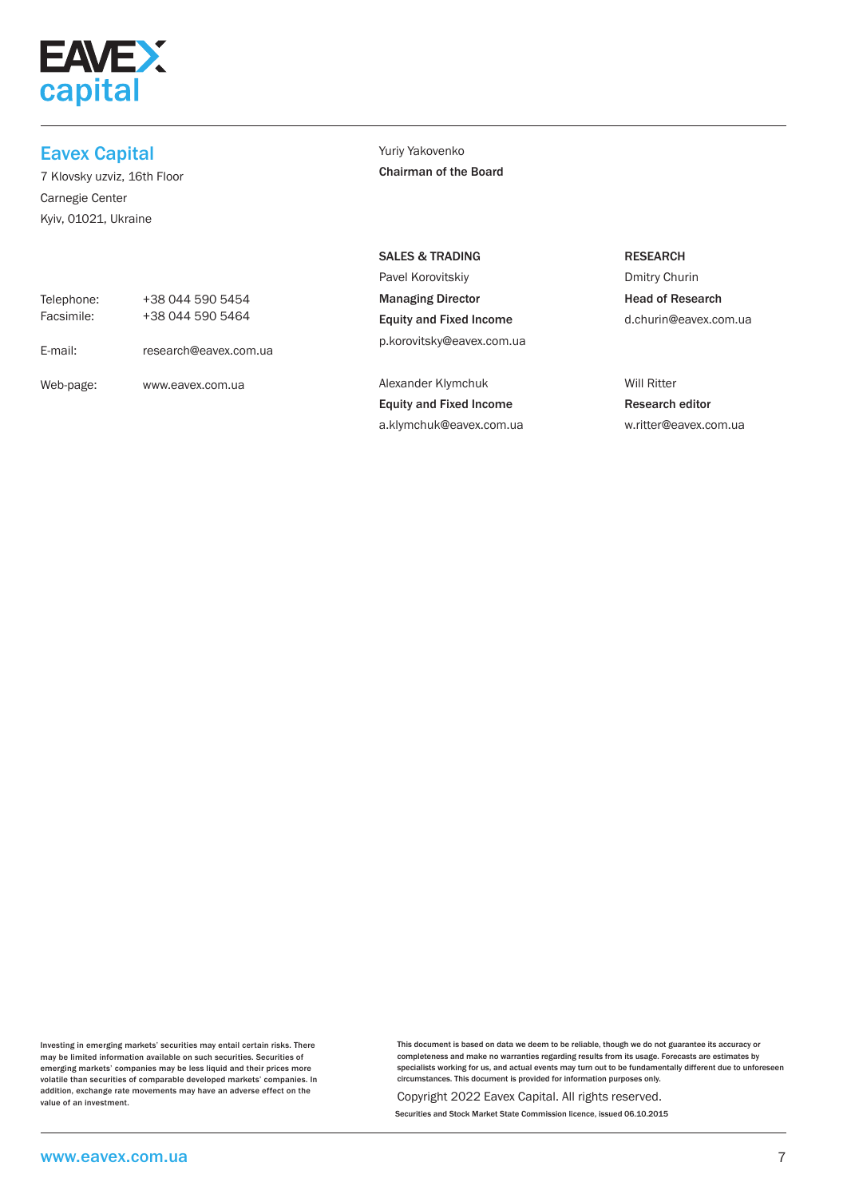EAVEX capital

## Eavex Capital

7 Klovsky uzviz, 16th Floor
Carnegie Center
Kyiv, 01021, Ukraine

| | |
|---|---|
| Telephone: | +38 044 590 5454 |
| Facsimile: | +38 044 590 5464 |
| E-mail: | research@eavex.com.ua |
| Web-page: | www.eavex.com.ua |

Yuriy Yakovenko
**Chairman of the Board**

**SALES & TRADING**

Pavel Korovitskiy
**Managing Director**
**Equity and Fixed Income**
p.korovitsky@eavex.com.ua

Alexander Klymchuk
**Equity and Fixed Income**
a.klymchuk@eavex.com.ua

**RESEARCH**

Dmitry Churin
**Head of Research**
d.churin@eavex.com.ua

Will Ritter
**Research editor**
w.ritter@eavex.com.ua

Investing in emerging markets' securities may entail certain risks. There may be limited information available on such securities. Securities of emerging markets' companies may be less liquid and their prices more volatile than securities of comparable developed markets' companies. In addition, exchange rate movements may have an adverse effect on the value of an investment.

This document is based on data we deem to be reliable, though we do not guarantee its accuracy or completeness and make no warranties regarding results from its usage. Forecasts are estimates by specialists working for us, and actual events may turn out to be fundamentally different due to unforeseen circumstances. This document is provided for information purposes only.

Copyright 2022 Eavex Capital. All rights reserved.

Securities and Stock Market State Commission licence, issued 06.10.2015